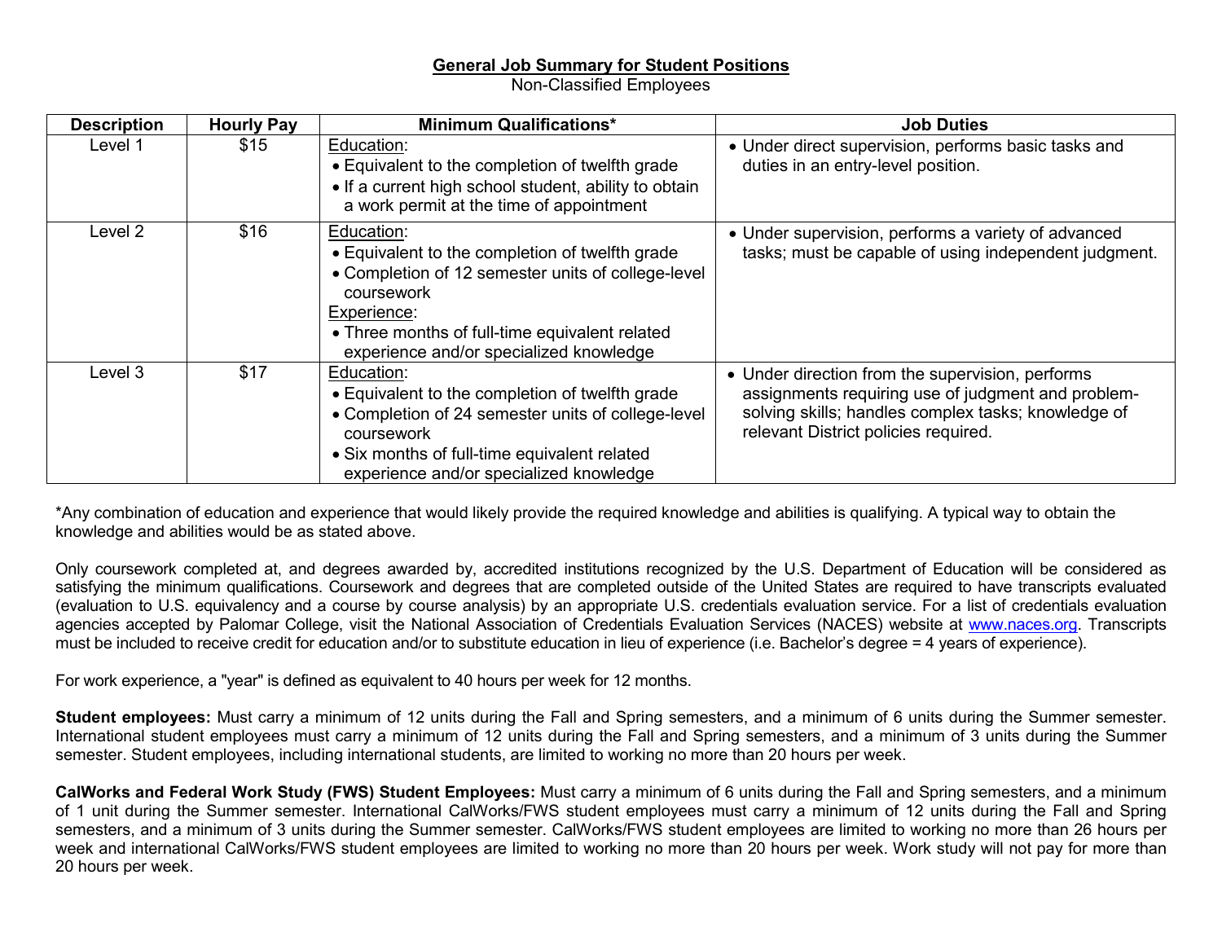## General Job Summary for Student Positions

Non-Classified Employees

| Description | Hourly Pay | Minimum Qualifications* | Job Duties |
|---|---|---|---|
| Level 1 | $15 | Education:<br>• Equivalent to the completion of twelfth grade<br>• If a current high school student, ability to obtain a work permit at the time of appointment | • Under direct supervision, performs basic tasks and duties in an entry-level position. |
| Level 2 | $16 | Education:<br>• Equivalent to the completion of twelfth grade<br>• Completion of 12 semester units of college-level coursework<br>Experience:<br>• Three months of full-time equivalent related experience and/or specialized knowledge | • Under supervision, performs a variety of advanced tasks; must be capable of using independent judgment. |
| Level 3 | $17 | Education:<br>• Equivalent to the completion of twelfth grade<br>• Completion of 24 semester units of college-level coursework<br>• Six months of full-time equivalent related experience and/or specialized knowledge | • Under direction from the supervision, performs assignments requiring use of judgment and problem-solving skills; handles complex tasks; knowledge of relevant District policies required. |

*Any combination of education and experience that would likely provide the required knowledge and abilities is qualifying. A typical way to obtain the knowledge and abilities would be as stated above.

Only coursework completed at, and degrees awarded by, accredited institutions recognized by the U.S. Department of Education will be considered as satisfying the minimum qualifications. Coursework and degrees that are completed outside of the United States are required to have transcripts evaluated (evaluation to U.S. equivalency and a course by course analysis) by an appropriate U.S. credentials evaluation service. For a list of credentials evaluation agencies accepted by Palomar College, visit the National Association of Credentials Evaluation Services (NACES) website at www.naces.org. Transcripts must be included to receive credit for education and/or to substitute education in lieu of experience (i.e. Bachelor's degree = 4 years of experience).

For work experience, a "year" is defined as equivalent to 40 hours per week for 12 months.

**Student employees:** Must carry a minimum of 12 units during the Fall and Spring semesters, and a minimum of 6 units during the Summer semester. International student employees must carry a minimum of 12 units during the Fall and Spring semesters, and a minimum of 3 units during the Summer semester. Student employees, including international students, are limited to working no more than 20 hours per week.

**CalWorks and Federal Work Study (FWS) Student Employees:** Must carry a minimum of 6 units during the Fall and Spring semesters, and a minimum of 1 unit during the Summer semester. International CalWorks/FWS student employees must carry a minimum of 12 units during the Fall and Spring semesters, and a minimum of 3 units during the Summer semester. CalWorks/FWS student employees are limited to working no more than 26 hours per week and international CalWorks/FWS student employees are limited to working no more than 20 hours per week. Work study will not pay for more than 20 hours per week.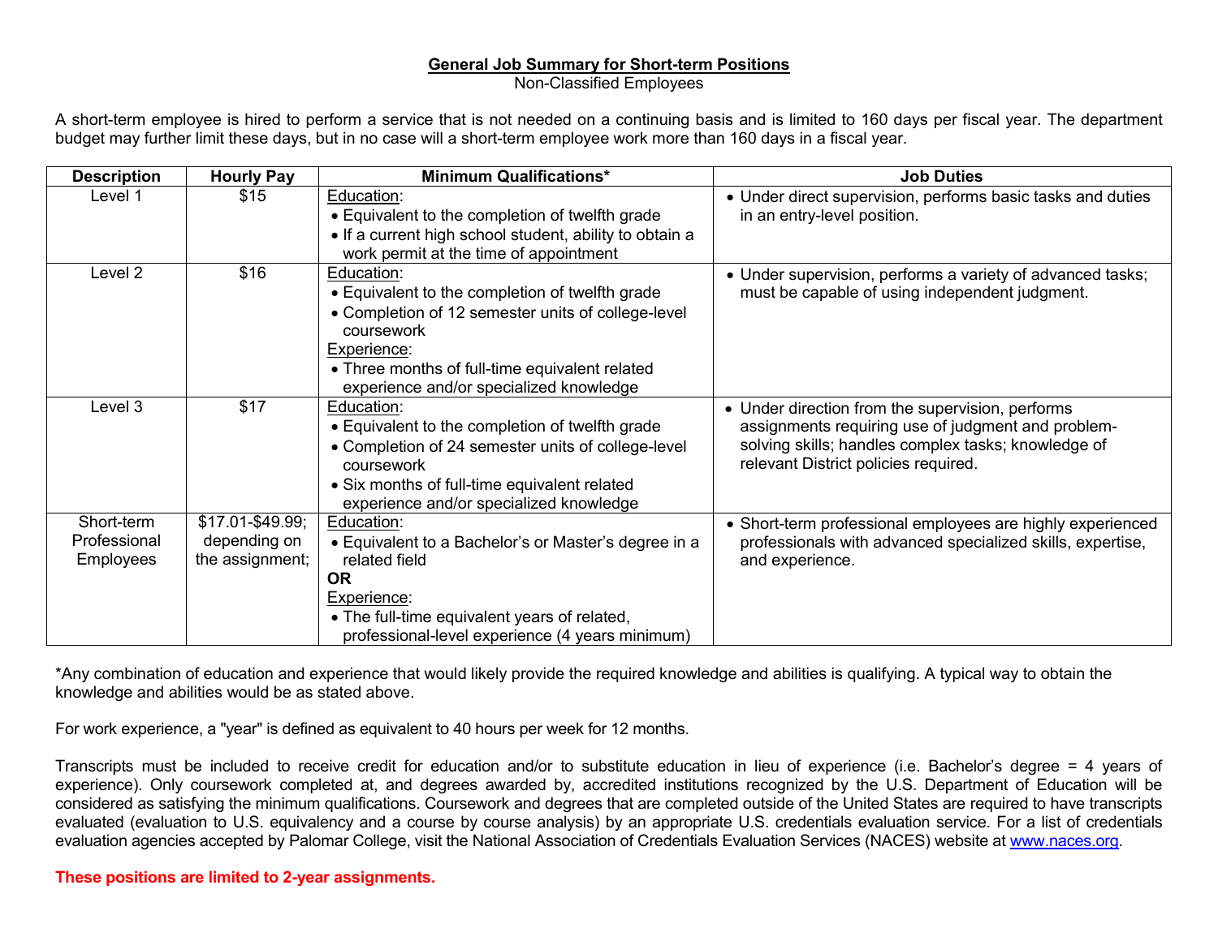**General Job Summary for Short-term Positions**

Non-Classified Employees

A short-term employee is hired to perform a service that is not needed on a continuing basis and is limited to 160 days per fiscal year. The department budget may further limit these days, but in no case will a short-term employee work more than 160 days in a fiscal year.

| Description | Hourly Pay | Minimum Qualifications* | Job Duties |
|---|---|---|---|
| Level 1 | $15 | Education:<br>• Equivalent to the completion of twelfth grade<br>• If a current high school student, ability to obtain a work permit at the time of appointment | • Under direct supervision, performs basic tasks and duties in an entry-level position. |
| Level 2 | $16 | Education:<br>• Equivalent to the completion of twelfth grade<br>• Completion of 12 semester units of college-level coursework<br>Experience:<br>• Three months of full-time equivalent related experience and/or specialized knowledge | • Under supervision, performs a variety of advanced tasks; must be capable of using independent judgment. |
| Level 3 | $17 | Education:<br>• Equivalent to the completion of twelfth grade<br>• Completion of 24 semester units of college-level coursework<br>• Six months of full-time equivalent related experience and/or specialized knowledge | • Under direction from the supervision, performs assignments requiring use of judgment and problem-solving skills; handles complex tasks; knowledge of relevant District policies required. |
| Short-term Professional Employees | $17.01-$49.99; depending on the assignment; | Education:<br>• Equivalent to a Bachelor's or Master's degree in a related field<br>**OR**<br>Experience:<br>• The full-time equivalent years of related, professional-level experience (4 years minimum) | • Short-term professional employees are highly experienced professionals with advanced specialized skills, expertise, and experience. |

*Any combination of education and experience that would likely provide the required knowledge and abilities is qualifying. A typical way to obtain the knowledge and abilities would be as stated above.

For work experience, a "year" is defined as equivalent to 40 hours per week for 12 months.

Transcripts must be included to receive credit for education and/or to substitute education in lieu of experience (i.e. Bachelor's degree = 4 years of experience). Only coursework completed at, and degrees awarded by, accredited institutions recognized by the U.S. Department of Education will be considered as satisfying the minimum qualifications. Coursework and degrees that are completed outside of the United States are required to have transcripts evaluated (evaluation to U.S. equivalency and a course by course analysis) by an appropriate U.S. credentials evaluation service. For a list of credentials evaluation agencies accepted by Palomar College, visit the National Association of Credentials Evaluation Services (NACES) website at www.naces.org.

**These positions are limited to 2-year assignments.**